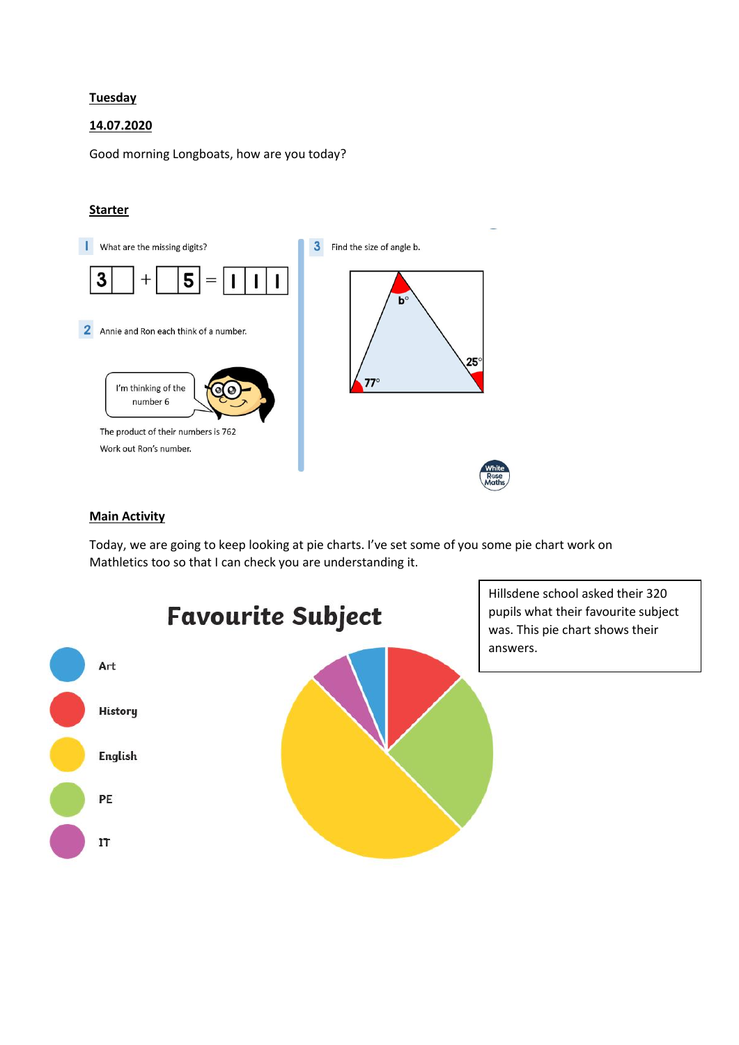**Tuesday**

**14.07.2020**

Good morning Longboats, how are you today?

**Starter**

**1** What are the missing digits?

3 ☐ + ☐ 5 = 1 1 1

**2** Annie and Ron each think of a number.

I'm thinking of the number 6

The product of their numbers is 762

Work out Ron's number.

**3** Find the size of angle b.

b°

25°

77°

**Main Activity**

Today, we are going to keep looking at pie charts. I've set some of you some pie chart work on Mathletics too so that I can check you are understanding it.

**Favourite Subject**

- Art
- History
- English
- PE
- IT

Hillsdene school asked their 320 pupils what their favourite subject was. This pie chart shows their answers.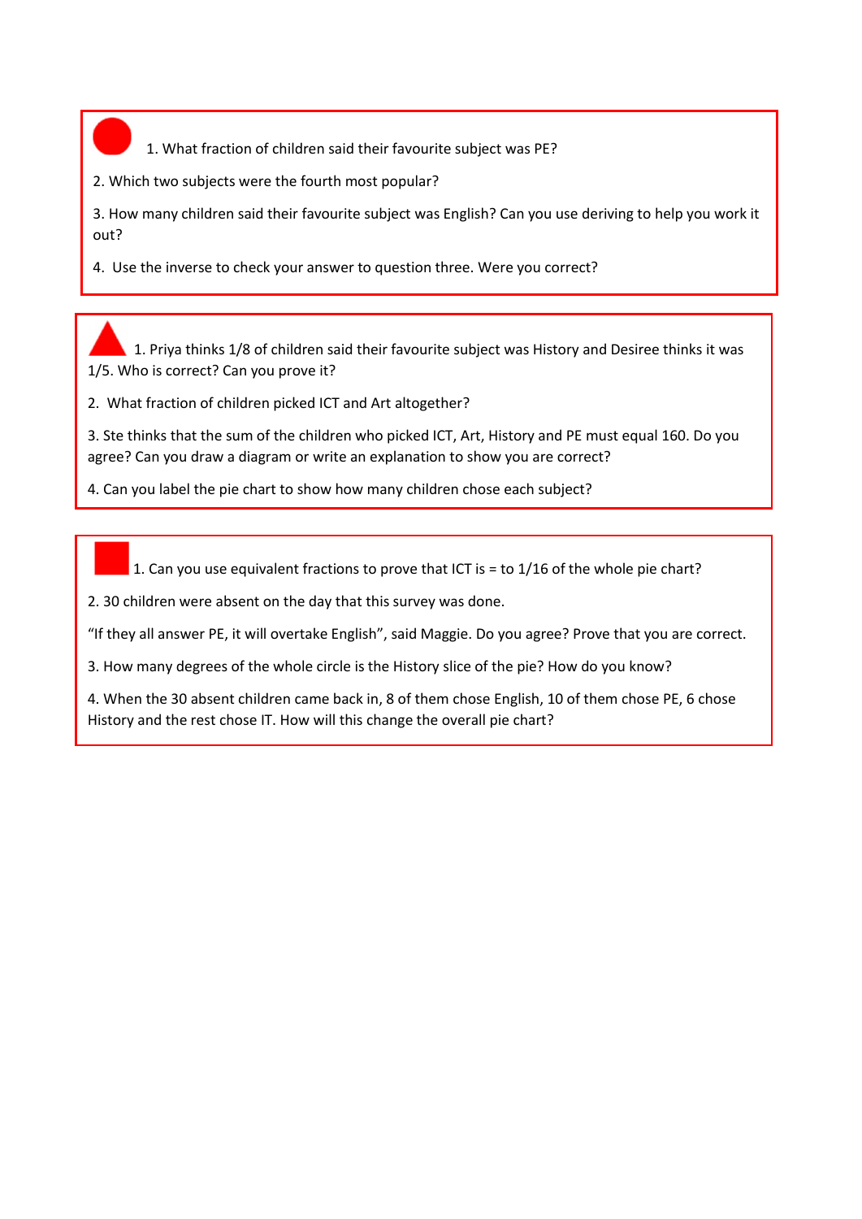1. What fraction of children said their favourite subject was PE?

2. Which two subjects were the fourth most popular?

3. How many children said their favourite subject was English? Can you use deriving to help you work it out?

4. Use the inverse to check your answer to question three. Were you correct?

---

1. Priya thinks 1/8 of children said their favourite subject was History and Desiree thinks it was 1/5. Who is correct? Can you prove it?

2. What fraction of children picked ICT and Art altogether?

3. Ste thinks that the sum of the children who picked ICT, Art, History and PE must equal 160. Do you agree? Can you draw a diagram or write an explanation to show you are correct?

4. Can you label the pie chart to show how many children chose each subject?

---

1. Can you use equivalent fractions to prove that ICT is = to 1/16 of the whole pie chart?

2. 30 children were absent on the day that this survey was done.

"If they all answer PE, it will overtake English", said Maggie. Do you agree? Prove that you are correct.

3. How many degrees of the whole circle is the History slice of the pie? How do you know?

4. When the 30 absent children came back in, 8 of them chose English, 10 of them chose PE, 6 chose History and the rest chose IT. How will this change the overall pie chart?